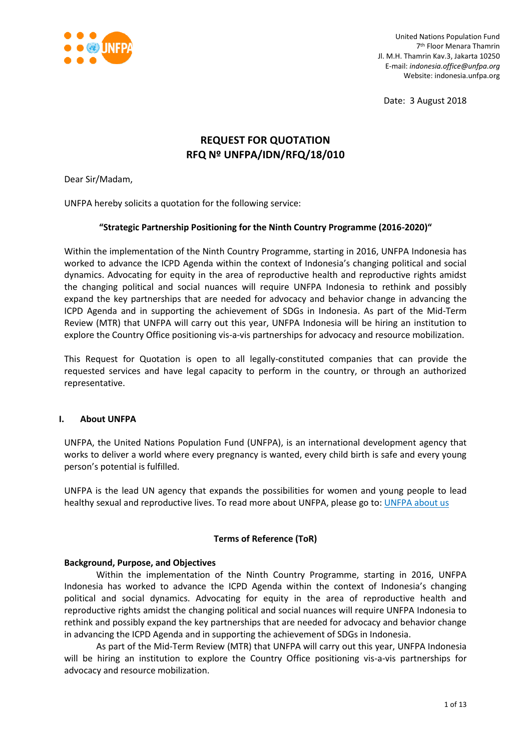United Nations Population Fund
7th Floor Menara Thamrin
Jl. M.H. Thamrin Kav.3, Jakarta 10250
E-mail: *indonesia.office@unfpa.org*
Website: indonesia.unfpa.org

Date: 3 August 2018

# REQUEST FOR QUOTATION
# RFQ Nº UNFPA/IDN/RFQ/18/010

Dear Sir/Madam,

UNFPA hereby solicits a quotation for the following service:

**"Strategic Partnership Positioning for the Ninth Country Programme (2016-2020)"**

Within the implementation of the Ninth Country Programme, starting in 2016, UNFPA Indonesia has worked to advance the ICPD Agenda within the context of Indonesia's changing political and social dynamics. Advocating for equity in the area of reproductive health and reproductive rights amidst the changing political and social nuances will require UNFPA Indonesia to rethink and possibly expand the key partnerships that are needed for advocacy and behavior change in advancing the ICPD Agenda and in supporting the achievement of SDGs in Indonesia. As part of the Mid-Term Review (MTR) that UNFPA will carry out this year, UNFPA Indonesia will be hiring an institution to explore the Country Office positioning vis-a-vis partnerships for advocacy and resource mobilization.

This Request for Quotation is open to all legally-constituted companies that can provide the requested services and have legal capacity to perform in the country, or through an authorized representative.

## I. About UNFPA

UNFPA, the United Nations Population Fund (UNFPA), is an international development agency that works to deliver a world where every pregnancy is wanted, every child birth is safe and every young person's potential is fulfilled.

UNFPA is the lead UN agency that expands the possibilities for women and young people to lead healthy sexual and reproductive lives. To read more about UNFPA, please go to: UNFPA about us

## Terms of Reference (ToR)

**Background, Purpose, and Objectives**

Within the implementation of the Ninth Country Programme, starting in 2016, UNFPA Indonesia has worked to advance the ICPD Agenda within the context of Indonesia's changing political and social dynamics. Advocating for equity in the area of reproductive health and reproductive rights amidst the changing political and social nuances will require UNFPA Indonesia to rethink and possibly expand the key partnerships that are needed for advocacy and behavior change in advancing the ICPD Agenda and in supporting the achievement of SDGs in Indonesia.

As part of the Mid-Term Review (MTR) that UNFPA will carry out this year, UNFPA Indonesia will be hiring an institution to explore the Country Office positioning vis-a-vis partnerships for advocacy and resource mobilization.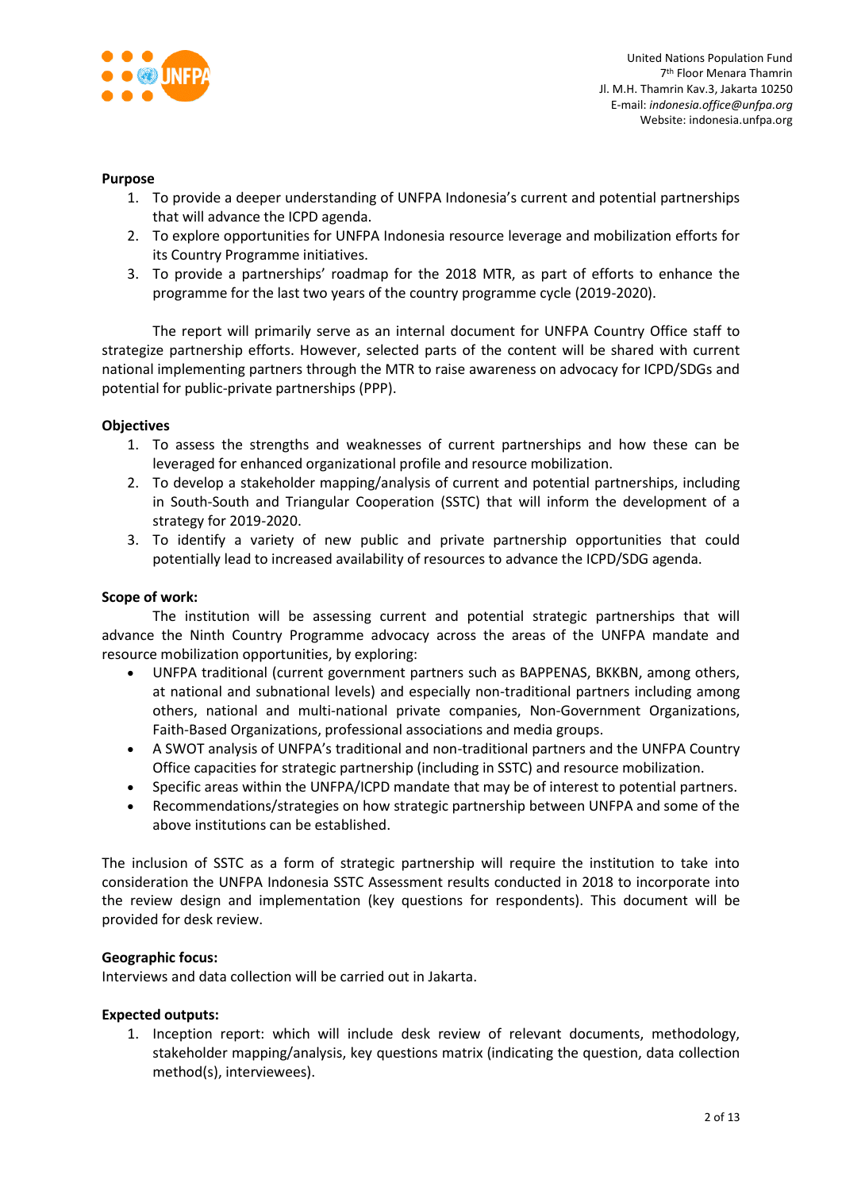**Purpose**

1. To provide a deeper understanding of UNFPA Indonesia's current and potential partnerships that will advance the ICPD agenda.
2. To explore opportunities for UNFPA Indonesia resource leverage and mobilization efforts for its Country Programme initiatives.
3. To provide a partnerships' roadmap for the 2018 MTR, as part of efforts to enhance the programme for the last two years of the country programme cycle (2019-2020).

The report will primarily serve as an internal document for UNFPA Country Office staff to strategize partnership efforts. However, selected parts of the content will be shared with current national implementing partners through the MTR to raise awareness on advocacy for ICPD/SDGs and potential for public-private partnerships (PPP).

**Objectives**

1. To assess the strengths and weaknesses of current partnerships and how these can be leveraged for enhanced organizational profile and resource mobilization.
2. To develop a stakeholder mapping/analysis of current and potential partnerships, including in South-South and Triangular Cooperation (SSTC) that will inform the development of a strategy for 2019-2020.
3. To identify a variety of new public and private partnership opportunities that could potentially lead to increased availability of resources to advance the ICPD/SDG agenda.

**Scope of work:**

The institution will be assessing current and potential strategic partnerships that will advance the Ninth Country Programme advocacy across the areas of the UNFPA mandate and resource mobilization opportunities, by exploring:

- UNFPA traditional (current government partners such as BAPPENAS, BKKBN, among others, at national and subnational levels) and especially non-traditional partners including among others, national and multi-national private companies, Non-Government Organizations, Faith-Based Organizations, professional associations and media groups.
- A SWOT analysis of UNFPA's traditional and non-traditional partners and the UNFPA Country Office capacities for strategic partnership (including in SSTC) and resource mobilization.
- Specific areas within the UNFPA/ICPD mandate that may be of interest to potential partners.
- Recommendations/strategies on how strategic partnership between UNFPA and some of the above institutions can be established.

The inclusion of SSTC as a form of strategic partnership will require the institution to take into consideration the UNFPA Indonesia SSTC Assessment results conducted in 2018 to incorporate into the review design and implementation (key questions for respondents). This document will be provided for desk review.

**Geographic focus:**

Interviews and data collection will be carried out in Jakarta.

**Expected outputs:**

1. Inception report: which will include desk review of relevant documents, methodology, stakeholder mapping/analysis, key questions matrix (indicating the question, data collection method(s), interviewees).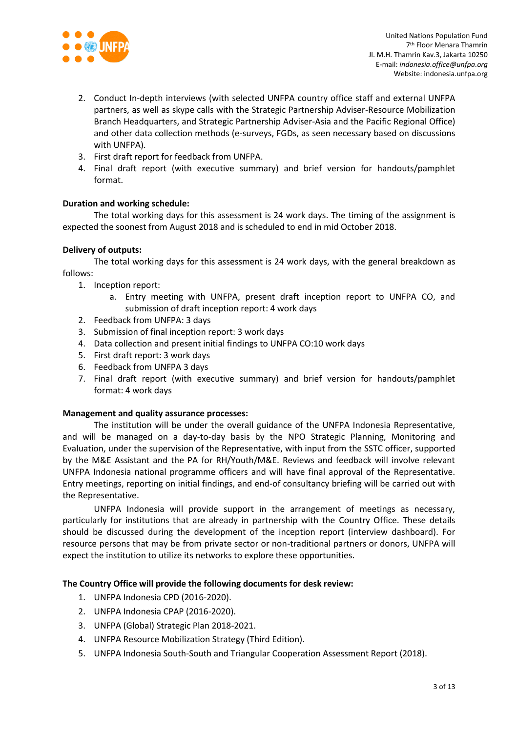2. Conduct In-depth interviews (with selected UNFPA country office staff and external UNFPA partners, as well as skype calls with the Strategic Partnership Adviser-Resource Mobilization Branch Headquarters, and Strategic Partnership Adviser-Asia and the Pacific Regional Office) and other data collection methods (e-surveys, FGDs, as seen necessary based on discussions with UNFPA).
3. First draft report for feedback from UNFPA.
4. Final draft report (with executive summary) and brief version for handouts/pamphlet format.

**Duration and working schedule:**

The total working days for this assessment is 24 work days. The timing of the assignment is expected the soonest from August 2018 and is scheduled to end in mid October 2018.

**Delivery of outputs:**

The total working days for this assessment is 24 work days, with the general breakdown as follows:

1. Inception report:
   a. Entry meeting with UNFPA, present draft inception report to UNFPA CO, and submission of draft inception report: 4 work days
2. Feedback from UNFPA: 3 days
3. Submission of final inception report: 3 work days
4. Data collection and present initial findings to UNFPA CO:10 work days
5. First draft report: 3 work days
6. Feedback from UNFPA 3 days
7. Final draft report (with executive summary) and brief version for handouts/pamphlet format: 4 work days

**Management and quality assurance processes:**

The institution will be under the overall guidance of the UNFPA Indonesia Representative, and will be managed on a day-to-day basis by the NPO Strategic Planning, Monitoring and Evaluation, under the supervision of the Representative, with input from the SSTC officer, supported by the M&E Assistant and the PA for RH/Youth/M&E. Reviews and feedback will involve relevant UNFPA Indonesia national programme officers and will have final approval of the Representative. Entry meetings, reporting on initial findings, and end-of consultancy briefing will be carried out with the Representative.

UNFPA Indonesia will provide support in the arrangement of meetings as necessary, particularly for institutions that are already in partnership with the Country Office. These details should be discussed during the development of the inception report (interview dashboard). For resource persons that may be from private sector or non-traditional partners or donors, UNFPA will expect the institution to utilize its networks to explore these opportunities.

**The Country Office will provide the following documents for desk review:**

1. UNFPA Indonesia CPD (2016-2020).
2. UNFPA Indonesia CPAP (2016-2020).
3. UNFPA (Global) Strategic Plan 2018-2021.
4. UNFPA Resource Mobilization Strategy (Third Edition).
5. UNFPA Indonesia South-South and Triangular Cooperation Assessment Report (2018).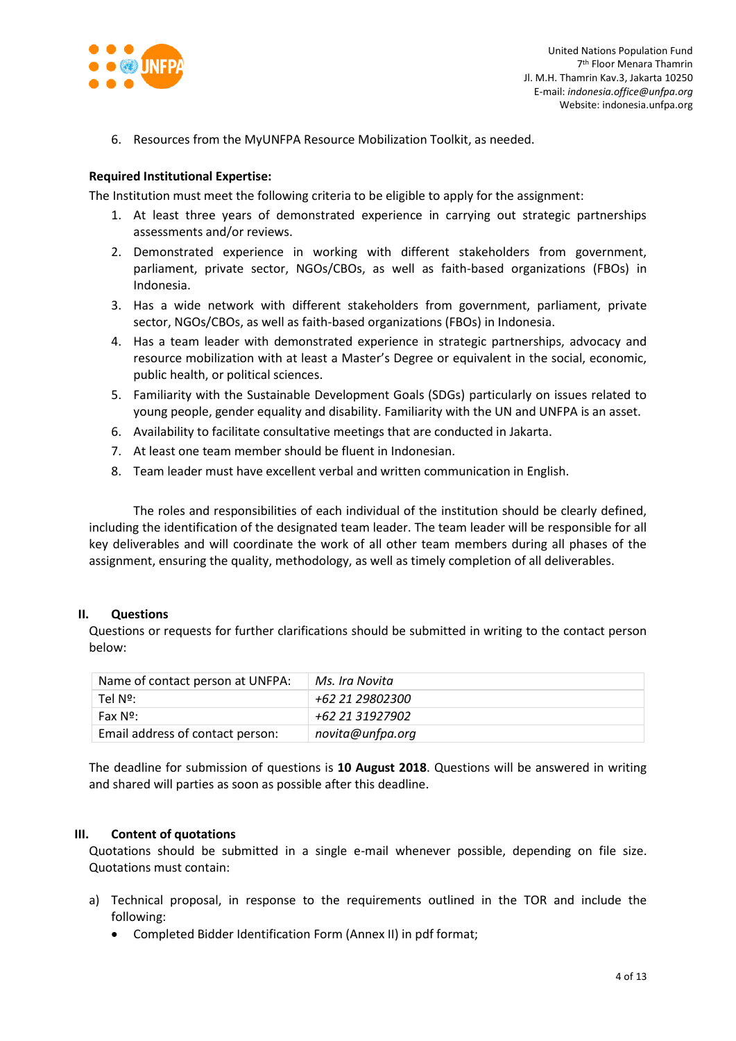6. Resources from the MyUNFPA Resource Mobilization Toolkit, as needed.

**Required Institutional Expertise:**

The Institution must meet the following criteria to be eligible to apply for the assignment:

1. At least three years of demonstrated experience in carrying out strategic partnerships assessments and/or reviews.
2. Demonstrated experience in working with different stakeholders from government, parliament, private sector, NGOs/CBOs, as well as faith-based organizations (FBOs) in Indonesia.
3. Has a wide network with different stakeholders from government, parliament, private sector, NGOs/CBOs, as well as faith-based organizations (FBOs) in Indonesia.
4. Has a team leader with demonstrated experience in strategic partnerships, advocacy and resource mobilization with at least a Master's Degree or equivalent in the social, economic, public health, or political sciences.
5. Familiarity with the Sustainable Development Goals (SDGs) particularly on issues related to young people, gender equality and disability. Familiarity with the UN and UNFPA is an asset.
6. Availability to facilitate consultative meetings that are conducted in Jakarta.
7. At least one team member should be fluent in Indonesian.
8. Team leader must have excellent verbal and written communication in English.

The roles and responsibilities of each individual of the institution should be clearly defined, including the identification of the designated team leader. The team leader will be responsible for all key deliverables and will coordinate the work of all other team members during all phases of the assignment, ensuring the quality, methodology, as well as timely completion of all deliverables.

## II. Questions

Questions or requests for further clarifications should be submitted in writing to the contact person below:

| Name of contact person at UNFPA: | *Ms. Ira Novita* |
|---|---|
| Tel Nº: | *+62 21 29802300* |
| Fax Nº: | *+62 21 31927902* |
| Email address of contact person: | *novita@unfpa.org* |

The deadline for submission of questions is **10 August 2018**. Questions will be answered in writing and shared will parties as soon as possible after this deadline.

## III. Content of quotations

Quotations should be submitted in a single e-mail whenever possible, depending on file size. Quotations must contain:

a) Technical proposal, in response to the requirements outlined in the TOR and include the following:
   - Completed Bidder Identification Form (Annex II) in pdf format;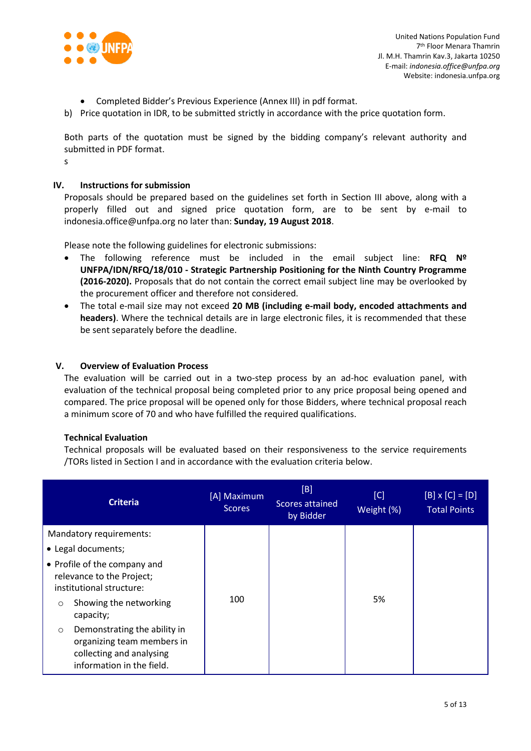- Completed Bidder's Previous Experience (Annex III) in pdf format.

b) Price quotation in IDR, to be submitted strictly in accordance with the price quotation form.

Both parts of the quotation must be signed by the bidding company's relevant authority and submitted in PDF format.

s

## IV. Instructions for submission

Proposals should be prepared based on the guidelines set forth in Section III above, along with a properly filled out and signed price quotation form, are to be sent by e-mail to indonesia.office@unfpa.org no later than: **Sunday, 19 August 2018**.

Please note the following guidelines for electronic submissions:

- The following reference must be included in the email subject line: **RFQ Nº UNFPA/IDN/RFQ/18/010 - Strategic Partnership Positioning for the Ninth Country Programme (2016-2020).** Proposals that do not contain the correct email subject line may be overlooked by the procurement officer and therefore not considered.
- The total e-mail size may not exceed **20 MB (including e-mail body, encoded attachments and headers)**. Where the technical details are in large electronic files, it is recommended that these be sent separately before the deadline.

## V. Overview of Evaluation Process

The evaluation will be carried out in a two-step process by an ad-hoc evaluation panel, with evaluation of the technical proposal being completed prior to any price proposal being opened and compared. The price proposal will be opened only for those Bidders, where technical proposal reach a minimum score of 70 and who have fulfilled the required qualifications.

### Technical Evaluation

Technical proposals will be evaluated based on their responsiveness to the service requirements /TORs listed in Section I and in accordance with the evaluation criteria below.

| Criteria | [A] Maximum Scores | [B] Scores attained by Bidder | [C] Weight (%) | [B] x [C] = [D] Total Points |
|---|---|---|---|---|
| Mandatory requirements:<br>• Legal documents;<br>• Profile of the company and relevance to the Project; institutional structure:<br>○ Showing the networking capacity;<br>○ Demonstrating the ability in organizing team members in collecting and analysing information in the field. | 100 | | 5% | |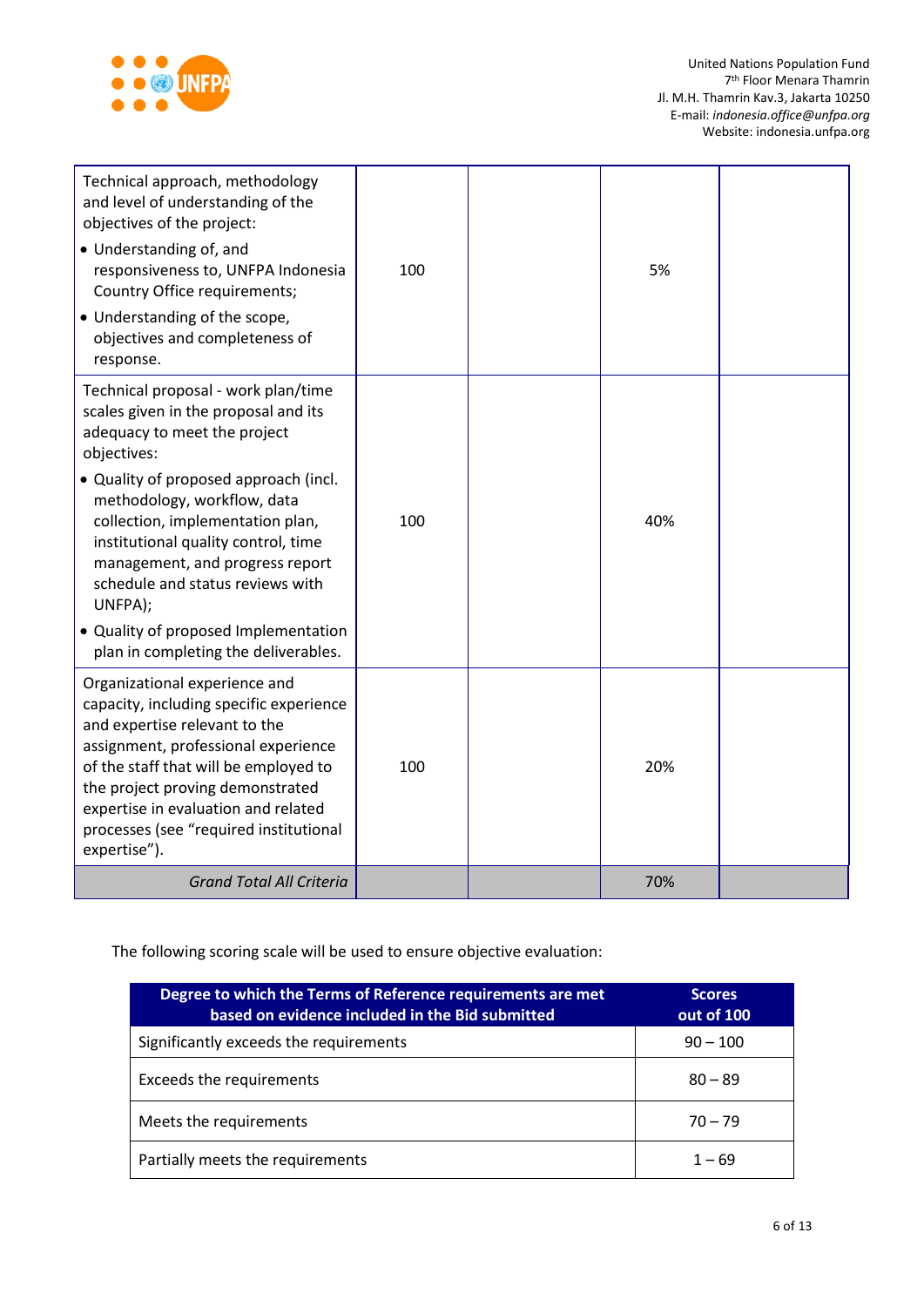| Technical approach, methodology and level of understanding of the objectives of the project: • Understanding of, and responsiveness to, UNFPA Indonesia Country Office requirements; • Understanding of the scope, objectives and completeness of response. | 100 | | 5% | |
|---|---|---|---|---|
| Technical proposal - work plan/time scales given in the proposal and its adequacy to meet the project objectives: • Quality of proposed approach (incl. methodology, workflow, data collection, implementation plan, institutional quality control, time management, and progress report schedule and status reviews with UNFPA); • Quality of proposed Implementation plan in completing the deliverables. | 100 | | 40% | |
| Organizational experience and capacity, including specific experience and expertise relevant to the assignment, professional experience of the staff that will be employed to the project proving demonstrated expertise in evaluation and related processes (see "required institutional expertise"). | 100 | | 20% | |
| *Grand Total All Criteria* | | | 70% | |

The following scoring scale will be used to ensure objective evaluation:

| Degree to which the Terms of Reference requirements are met based on evidence included in the Bid submitted | Scores out of 100 |
|---|---|
| Significantly exceeds the requirements | 90 – 100 |
| Exceeds the requirements | 80 – 89 |
| Meets the requirements | 70 – 79 |
| Partially meets the requirements | 1 – 69 |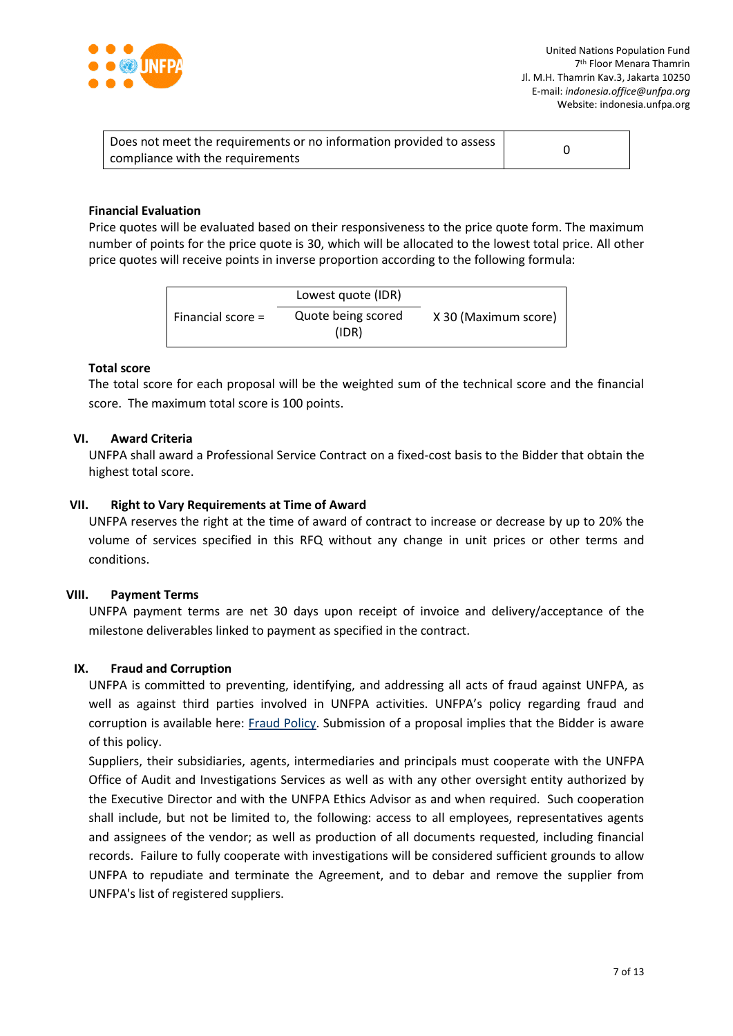| Does not meet the requirements or no information provided to assess compliance with the requirements | 0 |
|---|---|

**Financial Evaluation**

Price quotes will be evaluated based on their responsiveness to the price quote form. The maximum number of points for the price quote is 30, which will be allocated to the lowest total price. All other price quotes will receive points in inverse proportion according to the following formula:

$$\text{Financial score} = \frac{\text{Lowest quote (IDR)}}{\text{Quote being scored (IDR)}} \times 30 \text{ (Maximum score)}$$

**Total score**

The total score for each proposal will be the weighted sum of the technical score and the financial score. The maximum total score is 100 points.

## VI. Award Criteria

UNFPA shall award a Professional Service Contract on a fixed-cost basis to the Bidder that obtain the highest total score.

## VII. Right to Vary Requirements at Time of Award

UNFPA reserves the right at the time of award of contract to increase or decrease by up to 20% the volume of services specified in this RFQ without any change in unit prices or other terms and conditions.

## VIII. Payment Terms

UNFPA payment terms are net 30 days upon receipt of invoice and delivery/acceptance of the milestone deliverables linked to payment as specified in the contract.

## IX. Fraud and Corruption

UNFPA is committed to preventing, identifying, and addressing all acts of fraud against UNFPA, as well as against third parties involved in UNFPA activities. UNFPA's policy regarding fraud and corruption is available here: Fraud Policy. Submission of a proposal implies that the Bidder is aware of this policy.

Suppliers, their subsidiaries, agents, intermediaries and principals must cooperate with the UNFPA Office of Audit and Investigations Services as well as with any other oversight entity authorized by the Executive Director and with the UNFPA Ethics Advisor as and when required. Such cooperation shall include, but not be limited to, the following: access to all employees, representatives agents and assignees of the vendor; as well as production of all documents requested, including financial records. Failure to fully cooperate with investigations will be considered sufficient grounds to allow UNFPA to repudiate and terminate the Agreement, and to debar and remove the supplier from UNFPA's list of registered suppliers.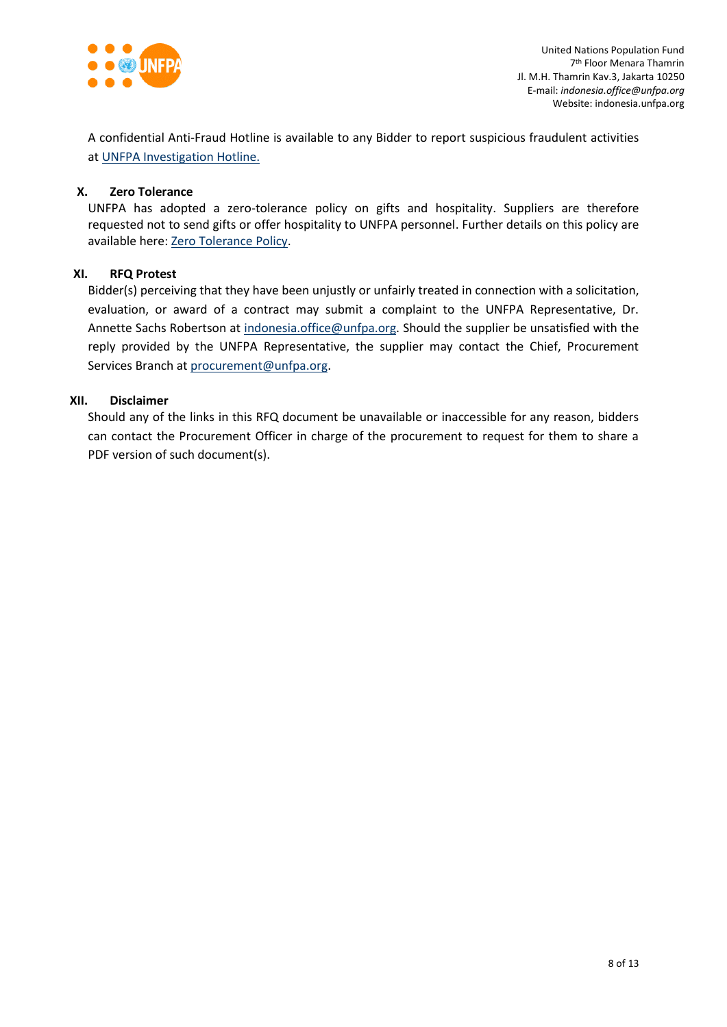A confidential Anti-Fraud Hotline is available to any Bidder to report suspicious fraudulent activities at UNFPA Investigation Hotline.

## X. Zero Tolerance

UNFPA has adopted a zero-tolerance policy on gifts and hospitality. Suppliers are therefore requested not to send gifts or offer hospitality to UNFPA personnel. Further details on this policy are available here: Zero Tolerance Policy.

## XI. RFQ Protest

Bidder(s) perceiving that they have been unjustly or unfairly treated in connection with a solicitation, evaluation, or award of a contract may submit a complaint to the UNFPA Representative, Dr. Annette Sachs Robertson at indonesia.office@unfpa.org. Should the supplier be unsatisfied with the reply provided by the UNFPA Representative, the supplier may contact the Chief, Procurement Services Branch at procurement@unfpa.org.

## XII. Disclaimer

Should any of the links in this RFQ document be unavailable or inaccessible for any reason, bidders can contact the Procurement Officer in charge of the procurement to request for them to share a PDF version of such document(s).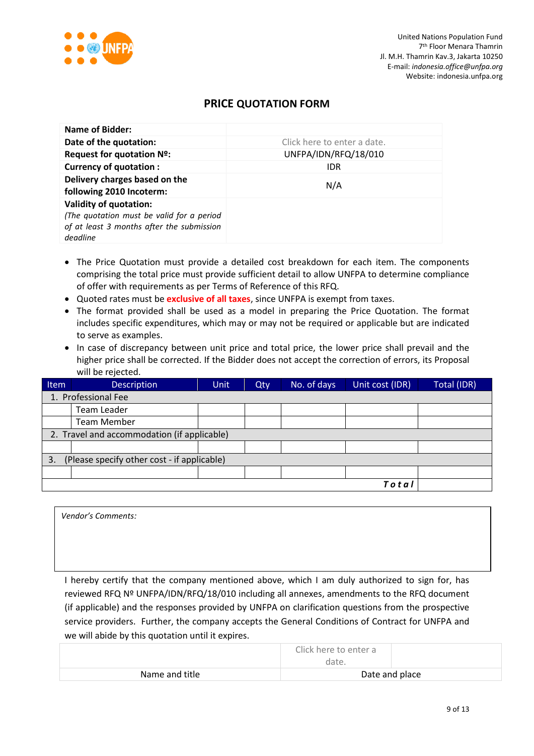United Nations Population Fund
7th Floor Menara Thamrin
Jl. M.H. Thamrin Kav.3, Jakarta 10250
E-mail: *indonesia.office@unfpa.org*
Website: indonesia.unfpa.org

## PRICE QUOTATION FORM

| | |
|---|---|
| **Name of Bidder:** | |
| **Date of the quotation:** | Click here to enter a date. |
| **Request for quotation Nº:** | UNFPA/IDN/RFQ/18/010 |
| **Currency of quotation :** | IDR |
| **Delivery charges based on the following 2010 Incoterm:** | N/A |
| **Validity of quotation:** *(The quotation must be valid for a period of at least 3 months after the submission deadline* | |

- The Price Quotation must provide a detailed cost breakdown for each item. The components comprising the total price must provide sufficient detail to allow UNFPA to determine compliance of offer with requirements as per Terms of Reference of this RFQ.
- Quoted rates must be **exclusive of all taxes**, since UNFPA is exempt from taxes.
- The format provided shall be used as a model in preparing the Price Quotation. The format includes specific expenditures, which may or may not be required or applicable but are indicated to serve as examples.
- In case of discrepancy between unit price and total price, the lower price shall prevail and the higher price shall be corrected. If the Bidder does not accept the correction of errors, its Proposal will be rejected.

| Item | Description | Unit | Qty | No. of days | Unit cost (IDR) | Total (IDR) |
|---|---|---|---|---|---|---|
| 1. Professional Fee | | | | | | |
| | Team Leader | | | | | |
| | Team Member | | | | | |
| 2. Travel and accommodation (if applicable) | | | | | | |
| | | | | | | |
| 3. (Please specify other cost - if applicable) | | | | | | |
| | | | | | | |
| | | | | | ***Total*** | |

*Vendor's Comments:*

I hereby certify that the company mentioned above, which I am duly authorized to sign for, has reviewed RFQ Nº UNFPA/IDN/RFQ/18/010 including all annexes, amendments to the RFQ document (if applicable) and the responses provided by UNFPA on clarification questions from the prospective service providers. Further, the company accepts the General Conditions of Contract for UNFPA and we will abide by this quotation until it expires.

| | | |
|---|---|---|
| | Click here to enter a date. | |
| Name and title | Date and place | |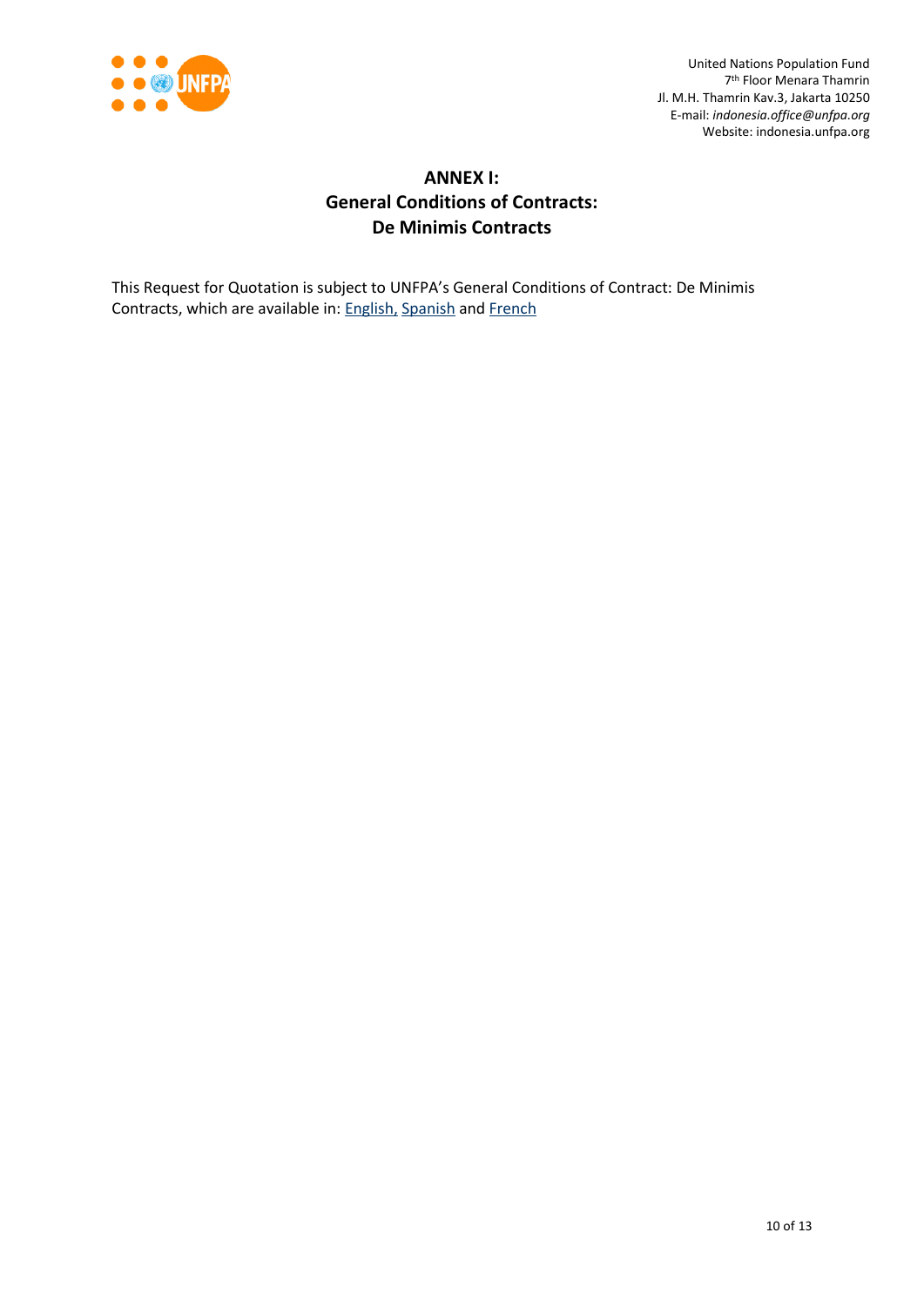# ANNEX I: General Conditions of Contracts: De Minimis Contracts

This Request for Quotation is subject to UNFPA's General Conditions of Contract: De Minimis Contracts, which are available in: English, Spanish and French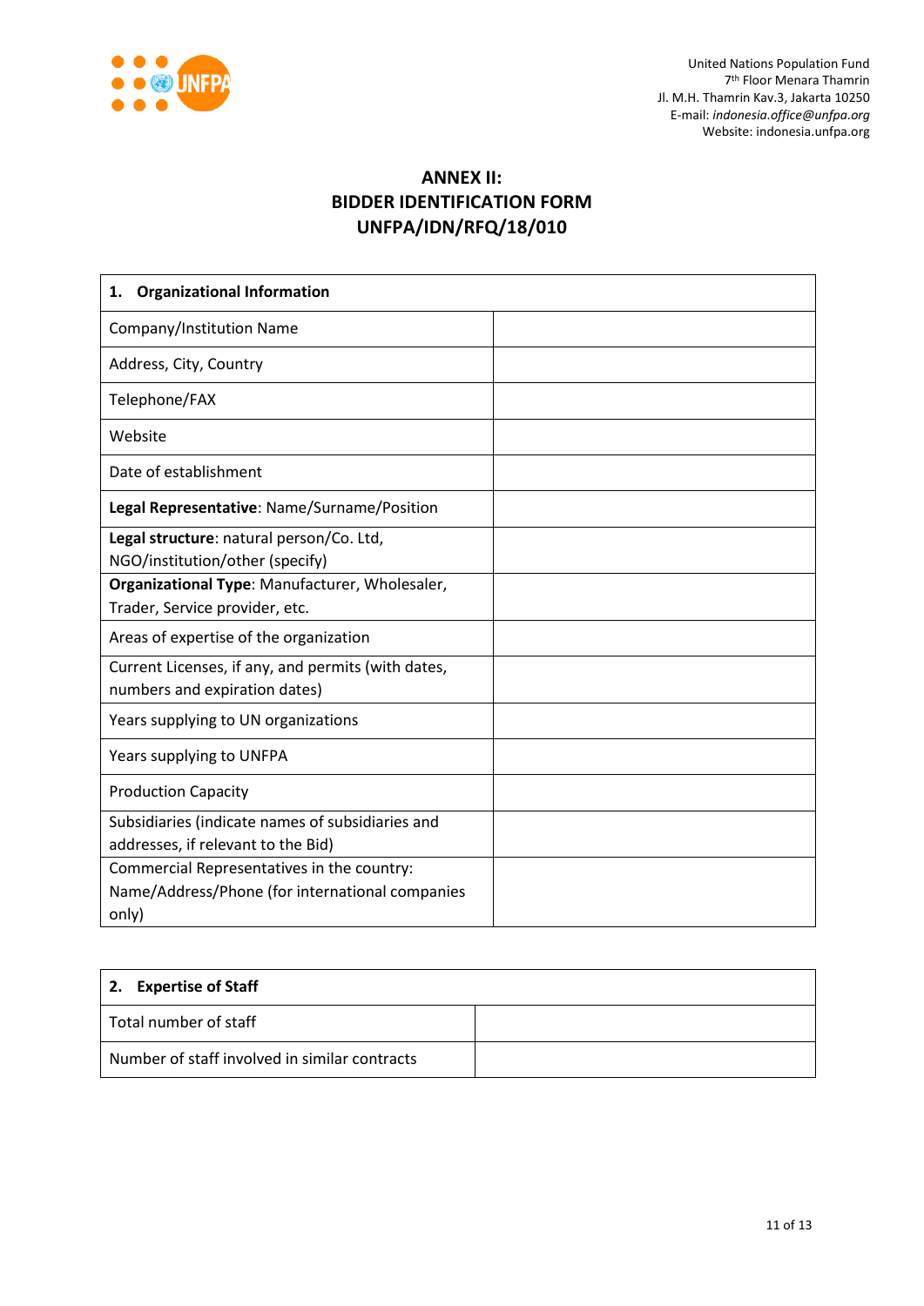United Nations Population Fund
7th Floor Menara Thamrin
Jl. M.H. Thamrin Kav.3, Jakarta 10250
E-mail: *indonesia.office@unfpa.org*
Website: indonesia.unfpa.org

# ANNEX II:
# BIDDER IDENTIFICATION FORM
# UNFPA/IDN/RFQ/18/010

| **1. Organizational Information** | |
|---|---|
| Company/Institution Name | |
| Address, City, Country | |
| Telephone/FAX | |
| Website | |
| Date of establishment | |
| **Legal Representative**: Name/Surname/Position | |
| **Legal structure**: natural person/Co. Ltd, NGO/institution/other (specify) | |
| **Organizational Type**: Manufacturer, Wholesaler, Trader, Service provider, etc. | |
| Areas of expertise of the organization | |
| Current Licenses, if any, and permits (with dates, numbers and expiration dates) | |
| Years supplying to UN organizations | |
| Years supplying to UNFPA | |
| Production Capacity | |
| Subsidiaries (indicate names of subsidiaries and addresses, if relevant to the Bid) | |
| Commercial Representatives in the country: Name/Address/Phone (for international companies only) | |

| **2. Expertise of Staff** | |
|---|---|
| Total number of staff | |
| Number of staff involved in similar contracts | |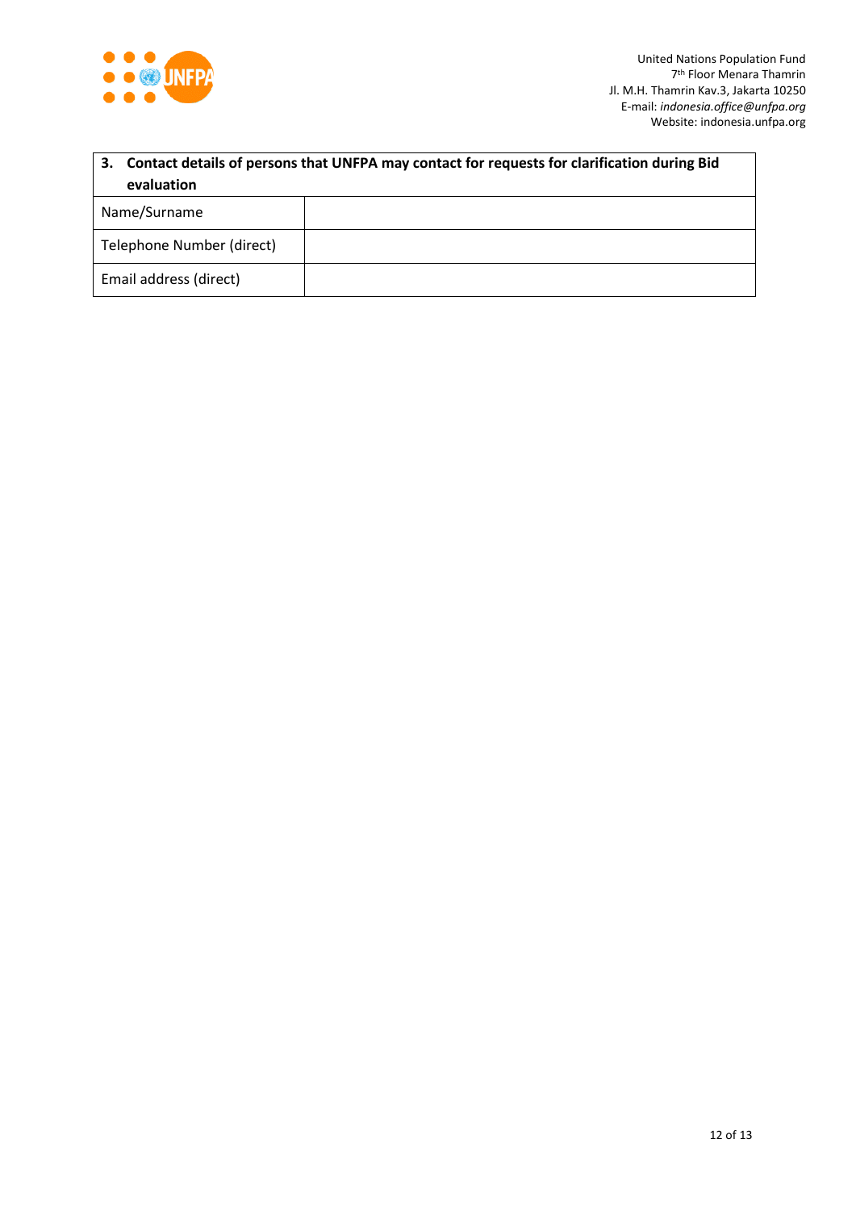| **3. Contact details of persons that UNFPA may contact for requests for clarification during Bid evaluation** | |
|---|---|
| Name/Surname | |
| Telephone Number (direct) | |
| Email address (direct) | |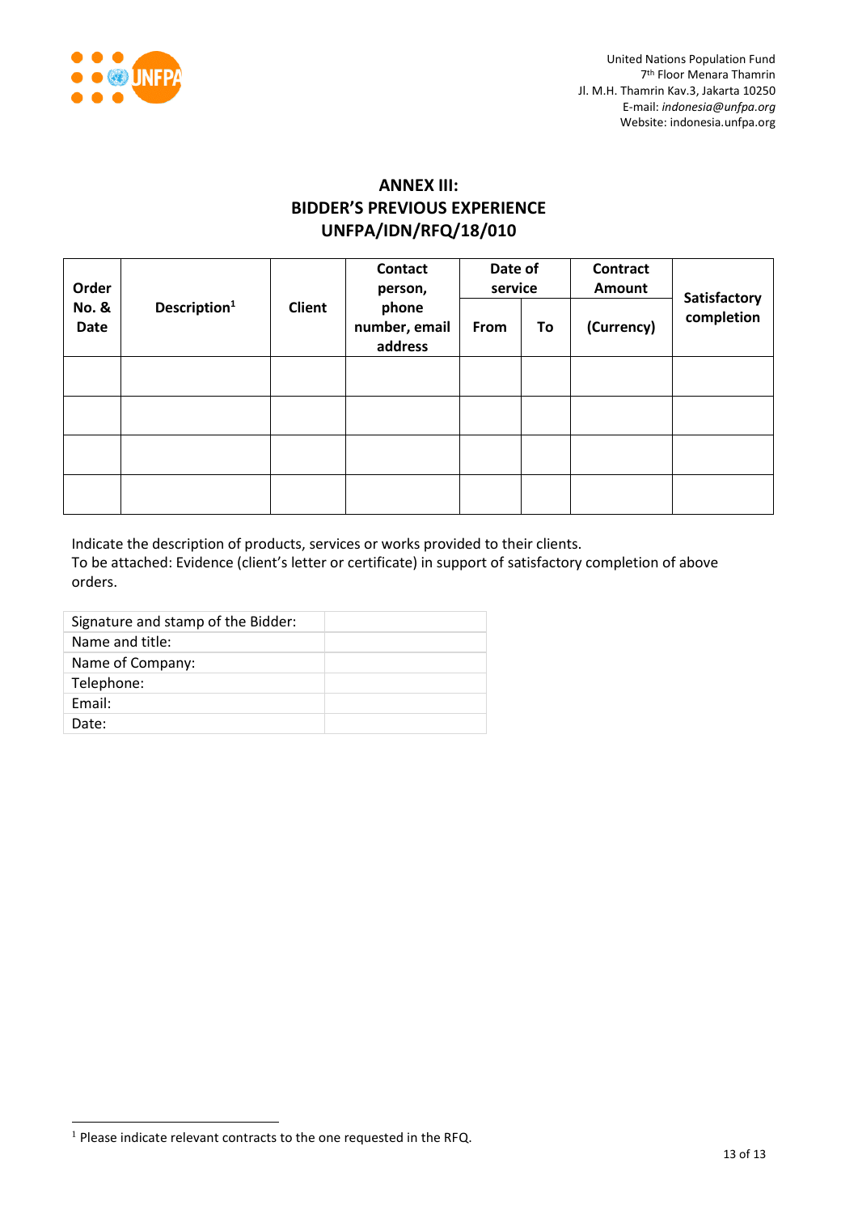United Nations Population Fund
7th Floor Menara Thamrin
Jl. M.H. Thamrin Kav.3, Jakarta 10250
E-mail: *indonesia@unfpa.org*
Website: indonesia.unfpa.org

# ANNEX III:
# BIDDER'S PREVIOUS EXPERIENCE
# UNFPA/IDN/RFQ/18/010

| Order No. & Date | Description[1] | Client | Contact person, phone number, email address | Date of service | | Contract Amount | Satisfactory completion |
|---|---|---|---|---|---|---|---|
| | | | | From | To | (Currency) | |
| | | | | | | | |
| | | | | | | | |
| | | | | | | | |
| | | | | | | | |

Indicate the description of products, services or works provided to their clients.
To be attached: Evidence (client's letter or certificate) in support of satisfactory completion of above orders.

| | |
|---|---|
| Signature and stamp of the Bidder: | |
| Name and title: | |
| Name of Company: | |
| Telephone: | |
| Email: | |
| Date: | |

[1] Please indicate relevant contracts to the one requested in the RFQ.